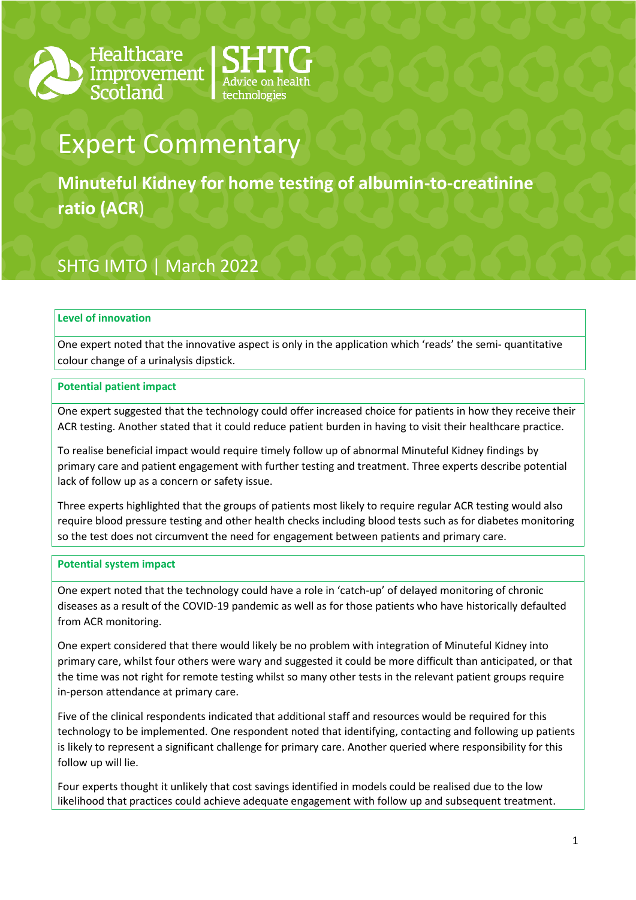Healthcare Improvement Scotland | SHTG Advice on health technologies

# Expert Commentary

## Minuteful Kidney for home testing of albumin-to-creatinine ratio (ACR)

SHTG IMTO | March 2022

### Level of innovation

One expert noted that the innovative aspect is only in the application which 'reads' the semi- quantitative colour change of a urinalysis dipstick.

### Potential patient impact

One expert suggested that the technology could offer increased choice for patients in how they receive their ACR testing. Another stated that it could reduce patient burden in having to visit their healthcare practice.

To realise beneficial impact would require timely follow up of abnormal Minuteful Kidney findings by primary care and patient engagement with further testing and treatment. Three experts describe potential lack of follow up as a concern or safety issue.

Three experts highlighted that the groups of patients most likely to require regular ACR testing would also require blood pressure testing and other health checks including blood tests such as for diabetes monitoring so the test does not circumvent the need for engagement between patients and primary care.

### Potential system impact

One expert noted that the technology could have a role in 'catch-up' of delayed monitoring of chronic diseases as a result of the COVID-19 pandemic as well as for those patients who have historically defaulted from ACR monitoring.

One expert considered that there would likely be no problem with integration of Minuteful Kidney into primary care, whilst four others were wary and suggested it could be more difficult than anticipated, or that the time was not right for remote testing whilst so many other tests in the relevant patient groups require in-person attendance at primary care.

Five of the clinical respondents indicated that additional staff and resources would be required for this technology to be implemented. One respondent noted that identifying, contacting and following up patients is likely to represent a significant challenge for primary care. Another queried where responsibility for this follow up will lie.

Four experts thought it unlikely that cost savings identified in models could be realised due to the low likelihood that practices could achieve adequate engagement with follow up and subsequent treatment.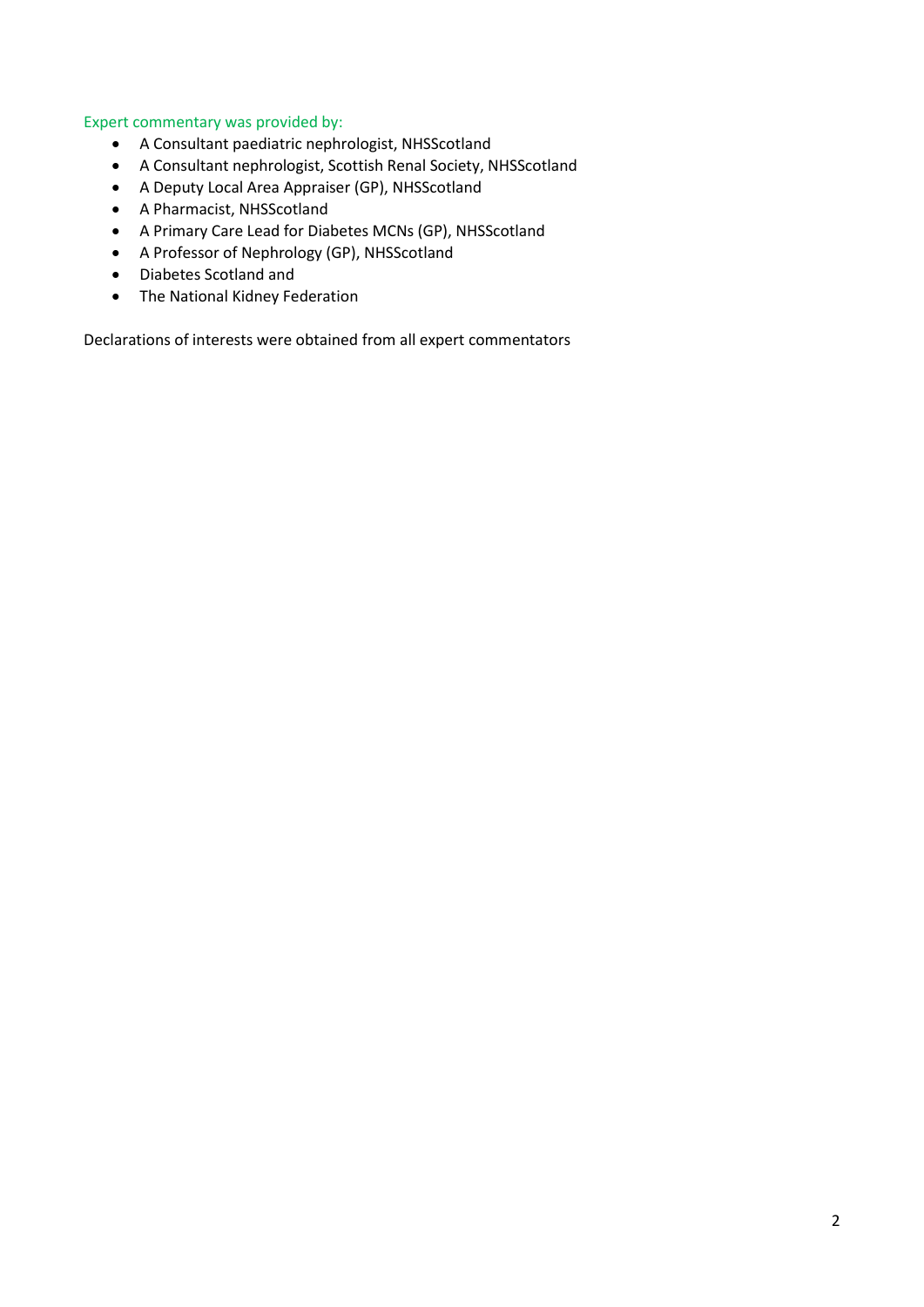Expert commentary was provided by:

- A Consultant paediatric nephrologist, NHSScotland
- A Consultant nephrologist, Scottish Renal Society, NHSScotland
- A Deputy Local Area Appraiser (GP), NHSScotland
- A Pharmacist, NHSScotland
- A Primary Care Lead for Diabetes MCNs (GP), NHSScotland
- A Professor of Nephrology (GP), NHSScotland
- Diabetes Scotland and
- The National Kidney Federation

Declarations of interests were obtained from all expert commentators